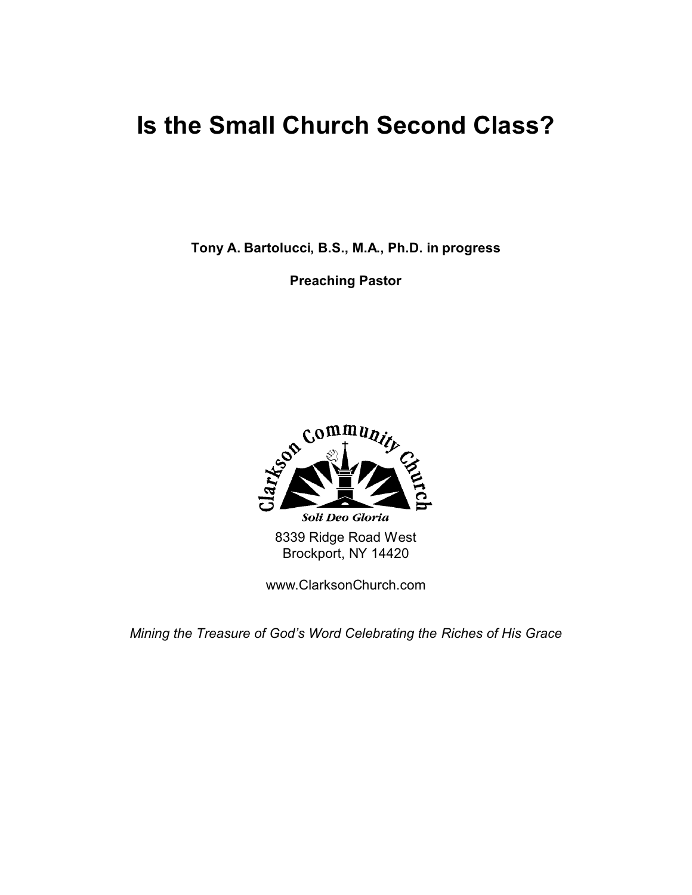# Is the Small Church Second Class?

**Tony A. Bartolucci, B.S., M.A., Ph.D. in progress**

**Preaching Pastor**

Clarkson Community Church

*Soli Deo Gloria*

8339 Ridge Road West
Brockport, NY 14420

www.ClarksonChurch.com

*Mining the Treasure of God's Word Celebrating the Riches of His Grace*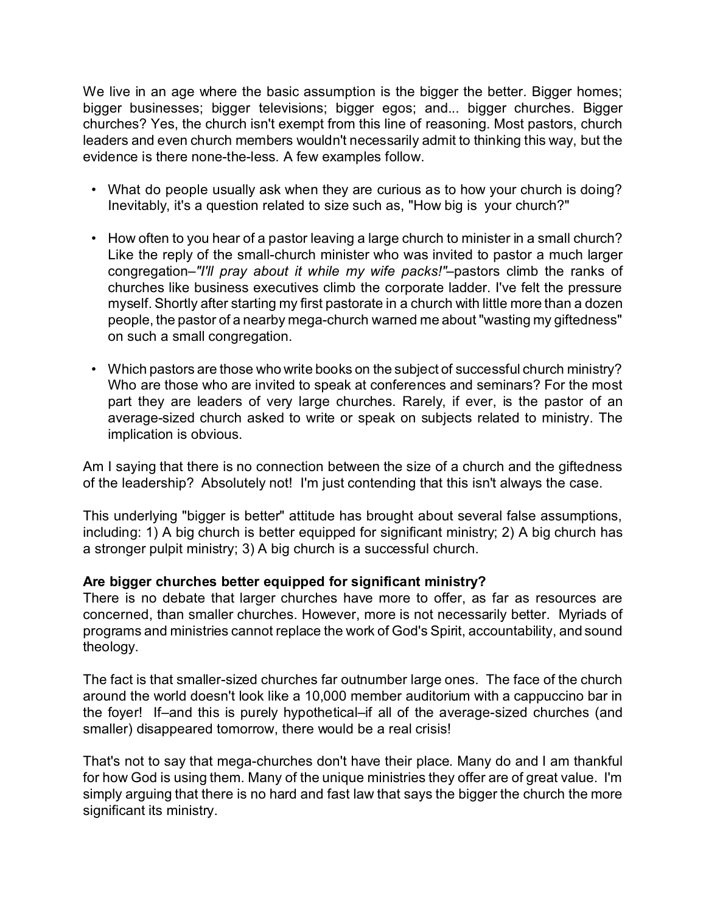We live in an age where the basic assumption is the bigger the better. Bigger homes; bigger businesses; bigger televisions; bigger egos; and... bigger churches. Bigger churches? Yes, the church isn't exempt from this line of reasoning. Most pastors, church leaders and even church members wouldn't necessarily admit to thinking this way, but the evidence is there none-the-less. A few examples follow.

- What do people usually ask when they are curious as to how your church is doing? Inevitably, it's a question related to size such as, "How big is your church?"

- How often to you hear of a pastor leaving a large church to minister in a small church? Like the reply of the small-church minister who was invited to pastor a much larger congregation–*"I'll pray about it while my wife packs!"*–pastors climb the ranks of churches like business executives climb the corporate ladder. I've felt the pressure myself. Shortly after starting my first pastorate in a church with little more than a dozen people, the pastor of a nearby mega-church warned me about "wasting my giftedness" on such a small congregation.

- Which pastors are those who write books on the subject of successful church ministry? Who are those who are invited to speak at conferences and seminars? For the most part they are leaders of very large churches. Rarely, if ever, is the pastor of an average-sized church asked to write or speak on subjects related to ministry. The implication is obvious.

Am I saying that there is no connection between the size of a church and the giftedness of the leadership? Absolutely not! I'm just contending that this isn't always the case.

This underlying "bigger is better" attitude has brought about several false assumptions, including: 1) A big church is better equipped for significant ministry; 2) A big church has a stronger pulpit ministry; 3) A big church is a successful church.

**Are bigger churches better equipped for significant ministry?**
There is no debate that larger churches have more to offer, as far as resources are concerned, than smaller churches. However, more is not necessarily better. Myriads of programs and ministries cannot replace the work of God's Spirit, accountability, and sound theology.

The fact is that smaller-sized churches far outnumber large ones. The face of the church around the world doesn't look like a 10,000 member auditorium with a cappuccino bar in the foyer! If–and this is purely hypothetical–if all of the average-sized churches (and smaller) disappeared tomorrow, there would be a real crisis!

That's not to say that mega-churches don't have their place. Many do and I am thankful for how God is using them. Many of the unique ministries they offer are of great value. I'm simply arguing that there is no hard and fast law that says the bigger the church the more significant its ministry.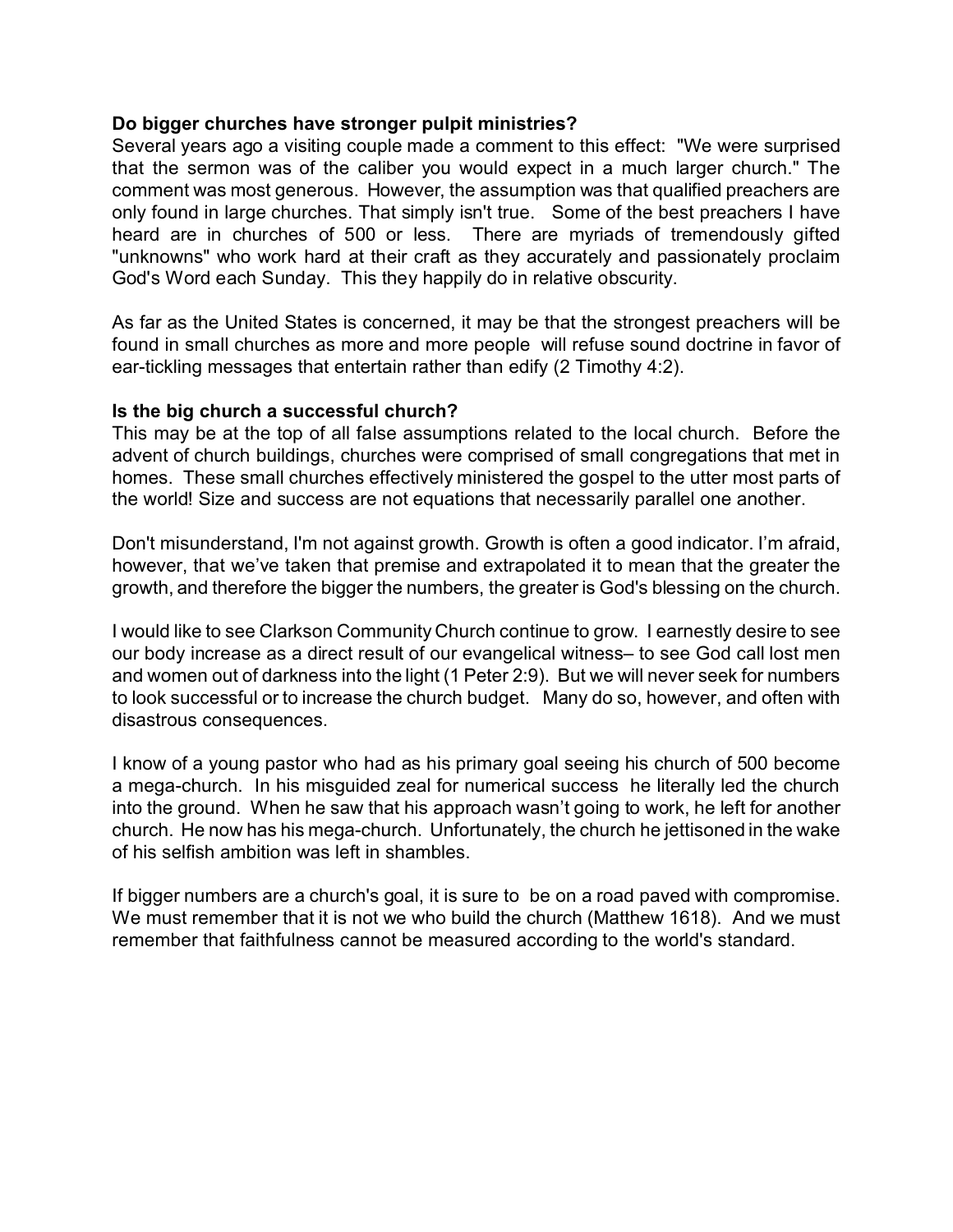**Do bigger churches have stronger pulpit ministries?**

Several years ago a visiting couple made a comment to this effect: "We were surprised that the sermon was of the caliber you would expect in a much larger church." The comment was most generous. However, the assumption was that qualified preachers are only found in large churches. That simply isn't true. Some of the best preachers I have heard are in churches of 500 or less. There are myriads of tremendously gifted "unknowns" who work hard at their craft as they accurately and passionately proclaim God's Word each Sunday. This they happily do in relative obscurity.

As far as the United States is concerned, it may be that the strongest preachers will be found in small churches as more and more people will refuse sound doctrine in favor of ear-tickling messages that entertain rather than edify (2 Timothy 4:2).

**Is the big church a successful church?**

This may be at the top of all false assumptions related to the local church. Before the advent of church buildings, churches were comprised of small congregations that met in homes. These small churches effectively ministered the gospel to the utter most parts of the world! Size and success are not equations that necessarily parallel one another.

Don't misunderstand, I'm not against growth. Growth is often a good indicator. I'm afraid, however, that we've taken that premise and extrapolated it to mean that the greater the growth, and therefore the bigger the numbers, the greater is God's blessing on the church.

I would like to see Clarkson Community Church continue to grow. I earnestly desire to see our body increase as a direct result of our evangelical witness– to see God call lost men and women out of darkness into the light (1 Peter 2:9). But we will never seek for numbers to look successful or to increase the church budget. Many do so, however, and often with disastrous consequences.

I know of a young pastor who had as his primary goal seeing his church of 500 become a mega-church. In his misguided zeal for numerical success he literally led the church into the ground. When he saw that his approach wasn't going to work, he left for another church. He now has his mega-church. Unfortunately, the church he jettisoned in the wake of his selfish ambition was left in shambles.

If bigger numbers are a church's goal, it is sure to be on a road paved with compromise. We must remember that it is not we who build the church (Matthew 1618). And we must remember that faithfulness cannot be measured according to the world's standard.